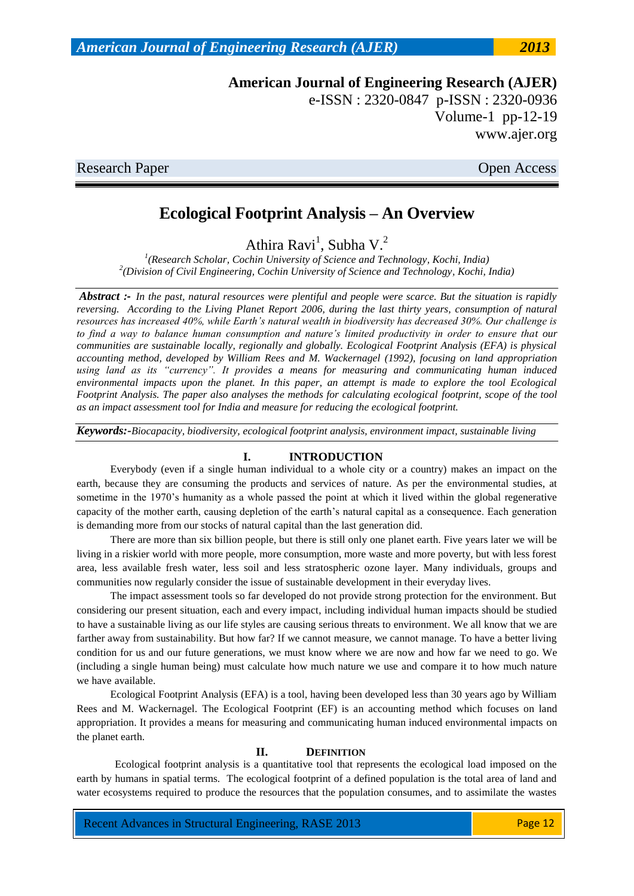# Ecological Footprint Analysis – An Overview

Athira Ravi[1], Subha V.[2]

[1](Research Scholar, Cochin University of Science and Technology, Kochi, India)
[2](Division of Civil Engineering, Cochin University of Science and Technology, Kochi, India)

***Abstract :-*** *In the past, natural resources were plentiful and people were scarce. But the situation is rapidly reversing. According to the Living Planet Report 2006, during the last thirty years, consumption of natural resources has increased 40%, while Earth's natural wealth in biodiversity has decreased 30%. Our challenge is to find a way to balance human consumption and nature's limited productivity in order to ensure that our communities are sustainable locally, regionally and globally. Ecological Footprint Analysis (EFA) is physical accounting method, developed by William Rees and M. Wackernagel (1992), focusing on land appropriation using land as its "currency". It provides a means for measuring and communicating human induced environmental impacts upon the planet. In this paper, an attempt is made to explore the tool Ecological Footprint Analysis. The paper also analyses the methods for calculating ecological footprint, scope of the tool as an impact assessment tool for India and measure for reducing the ecological footprint.*

***Keywords:-*** *Biocapacity, biodiversity, ecological footprint analysis, environment impact, sustainable living*

## I. INTRODUCTION

Everybody (even if a single human individual to a whole city or a country) makes an impact on the earth, because they are consuming the products and services of nature. As per the environmental studies, at sometime in the 1970's humanity as a whole passed the point at which it lived within the global regenerative capacity of the mother earth, causing depletion of the earth's natural capital as a consequence. Each generation is demanding more from our stocks of natural capital than the last generation did.

There are more than six billion people, but there is still only one planet earth. Five years later we will be living in a riskier world with more people, more consumption, more waste and more poverty, but with less forest area, less available fresh water, less soil and less stratospheric ozone layer. Many individuals, groups and communities now regularly consider the issue of sustainable development in their everyday lives.

The impact assessment tools so far developed do not provide strong protection for the environment. But considering our present situation, each and every impact, including individual human impacts should be studied to have a sustainable living as our life styles are causing serious threats to environment. We all know that we are farther away from sustainability. But how far? If we cannot measure, we cannot manage. To have a better living condition for us and our future generations, we must know where we are now and how far we need to go. We (including a single human being) must calculate how much nature we use and compare it to how much nature we have available.

Ecological Footprint Analysis (EFA) is a tool, having been developed less than 30 years ago by William Rees and M. Wackernagel. The Ecological Footprint (EF) is an accounting method which focuses on land appropriation. It provides a means for measuring and communicating human induced environmental impacts on the planet earth.

## II. DEFINITION

Ecological footprint analysis is a quantitative tool that represents the ecological load imposed on the earth by humans in spatial terms. The ecological footprint of a defined population is the total area of land and water ecosystems required to produce the resources that the population consumes, and to assimilate the wastes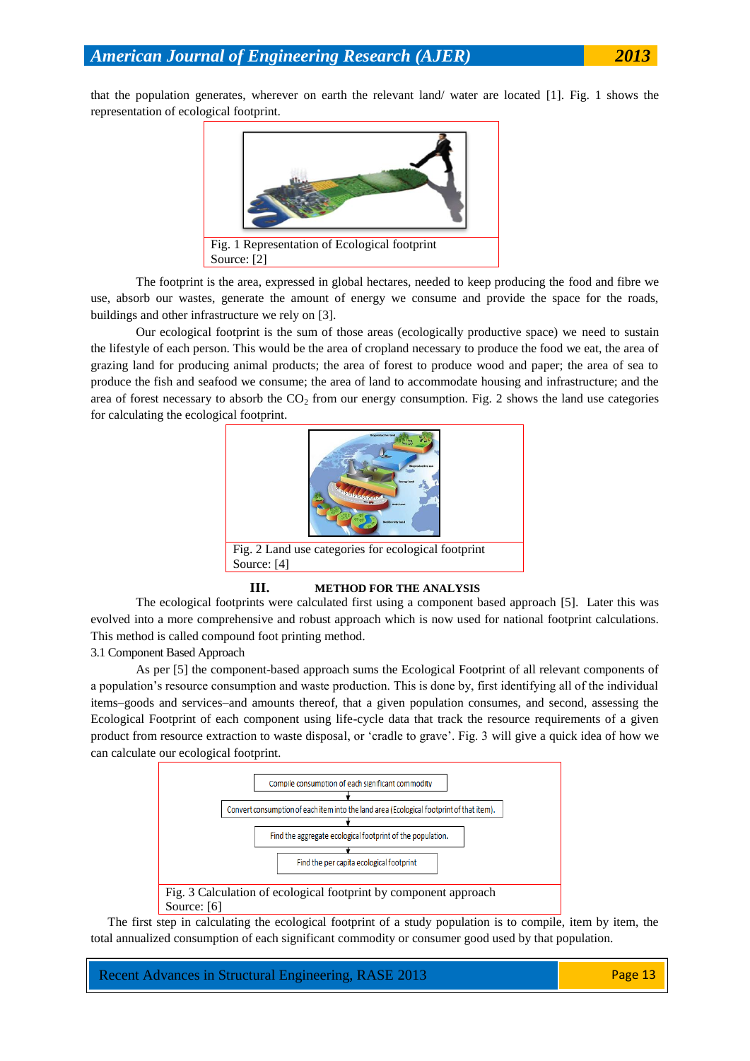that the population generates, wherever on earth the relevant land/ water are located [1]. Fig. 1 shows the representation of ecological footprint.

Fig. 1 Representation of Ecological footprint
Source: [2]

The footprint is the area, expressed in global hectares, needed to keep producing the food and fibre we use, absorb our wastes, generate the amount of energy we consume and provide the space for the roads, buildings and other infrastructure we rely on [3].

Our ecological footprint is the sum of those areas (ecologically productive space) we need to sustain the lifestyle of each person. This would be the area of cropland necessary to produce the food we eat, the area of grazing land for producing animal products; the area of forest to produce wood and paper; the area of sea to produce the fish and seafood we consume; the area of land to accommodate housing and infrastructure; and the area of forest necessary to absorb the $CO_2$ from our energy consumption. Fig. 2 shows the land use categories for calculating the ecological footprint.

Fig. 2 Land use categories for ecological footprint
Source: [4]

## III. METHOD FOR THE ANALYSIS

The ecological footprints were calculated first using a component based approach [5]. Later this was evolved into a more comprehensive and robust approach which is now used for national footprint calculations. This method is called compound foot printing method.

### 3.1 Component Based Approach

As per [5] the component-based approach sums the Ecological Footprint of all relevant components of a population's resource consumption and waste production. This is done by, first identifying all of the individual items–goods and services–and amounts thereof, that a given population consumes, and second, assessing the Ecological Footprint of each component using life-cycle data that track the resource requirements of a given product from resource extraction to waste disposal, or 'cradle to grave'. Fig. 3 will give a quick idea of how we can calculate our ecological footprint.

Compile consumption of each significant commodity
↓
Convert consumption of each item into the land area (Ecological footprint of that item).
↓
Find the aggregate ecological footprint of the population.
↓
Find the per capita ecological footprint

Fig. 3 Calculation of ecological footprint by component approach
Source: [6]

The first step in calculating the ecological footprint of a study population is to compile, item by item, the total annualized consumption of each significant commodity or consumer good used by that population.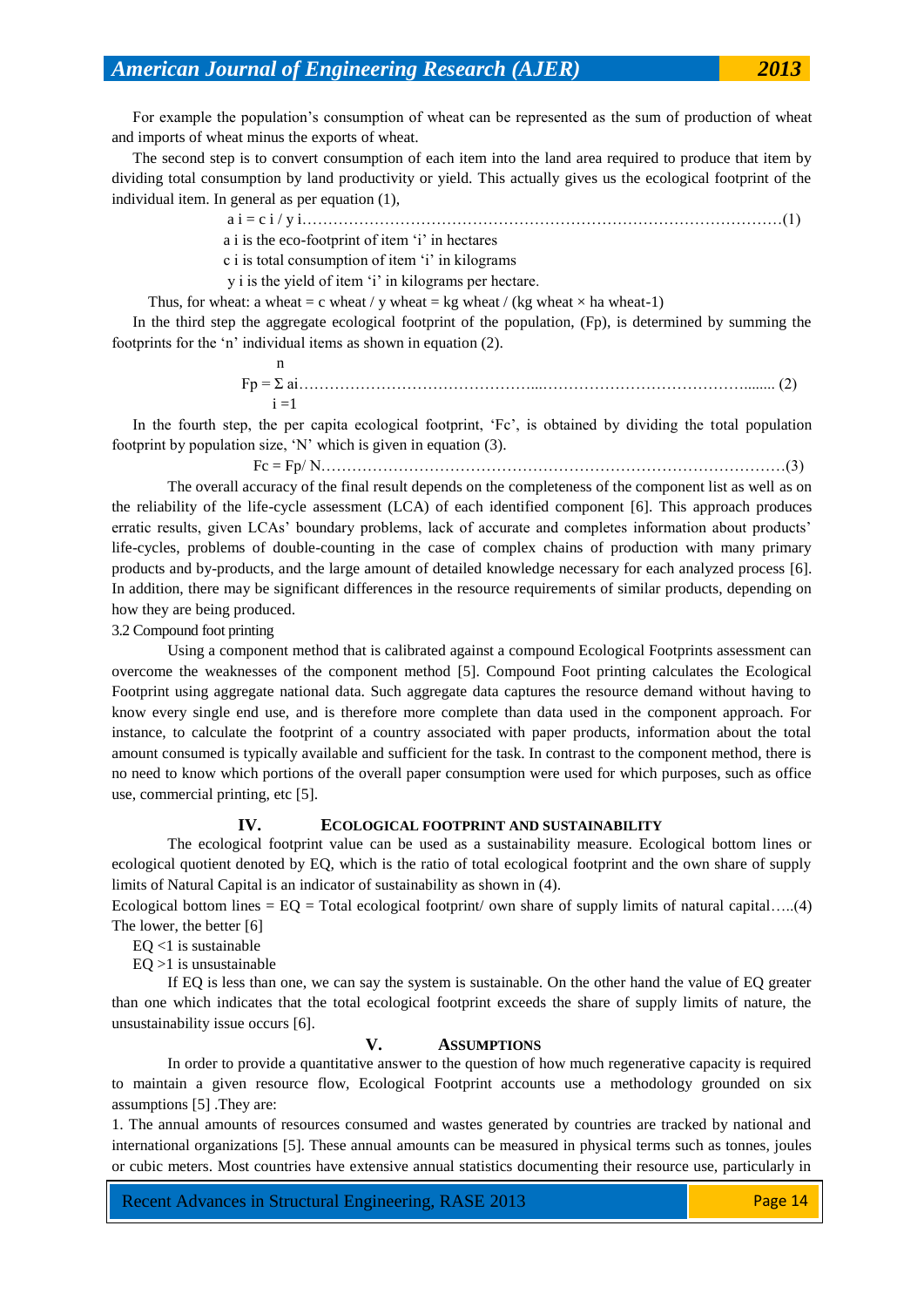For example the population's consumption of wheat can be represented as the sum of production of wheat and imports of wheat minus the exports of wheat.

The second step is to convert consumption of each item into the land area required to produce that item by dividing total consumption by land productivity or yield. This actually gives us the ecological footprint of the individual item. In general as per equation (1),

$$a_i = c_i / y_i \quad (1)$$

$a_i$ is the eco-footprint of item 'i' in hectares

$c_i$ is total consumption of item 'i' in kilograms

$y_i$ is the yield of item 'i' in kilograms per hectare.

Thus, for wheat: $a_{wheat} = c_{wheat} / y_{wheat} = \text{kg wheat} / (\text{kg wheat} \times \text{ha wheat}^{-1})$

In the third step the aggregate ecological footprint of the population, (Fp), is determined by summing the footprints for the 'n' individual items as shown in equation (2).

$$Fp = \sum_{i=1}^{n} a_i \quad (2)$$

In the fourth step, the per capita ecological footprint, 'Fc', is obtained by dividing the total population footprint by population size, 'N' which is given in equation (3).

$$Fc = Fp / N \quad (3)$$

The overall accuracy of the final result depends on the completeness of the component list as well as on the reliability of the life-cycle assessment (LCA) of each identified component [6]. This approach produces erratic results, given LCAs' boundary problems, lack of accurate and completes information about products' life-cycles, problems of double-counting in the case of complex chains of production with many primary products and by-products, and the large amount of detailed knowledge necessary for each analyzed process [6]. In addition, there may be significant differences in the resource requirements of similar products, depending on how they are being produced.

### 3.2 Compound foot printing

Using a component method that is calibrated against a compound Ecological Footprints assessment can overcome the weaknesses of the component method [5]. Compound Foot printing calculates the Ecological Footprint using aggregate national data. Such aggregate data captures the resource demand without having to know every single end use, and is therefore more complete than data used in the component approach. For instance, to calculate the footprint of a country associated with paper products, information about the total amount consumed is typically available and sufficient for the task. In contrast to the component method, there is no need to know which portions of the overall paper consumption were used for which purposes, such as office use, commercial printing, etc [5].

## IV. Ecological Footprint and Sustainability

The ecological footprint value can be used as a sustainability measure. Ecological bottom lines or ecological quotient denoted by EQ, which is the ratio of total ecological footprint and the own share of supply limits of Natural Capital is an indicator of sustainability as shown in (4).

Ecological bottom lines = EQ = Total ecological footprint/ own share of supply limits of natural capital…..(4)

The lower, the better [6]

$EQ < 1$ is sustainable

$EQ > 1$ is unsustainable

If EQ is less than one, we can say the system is sustainable. On the other hand the value of EQ greater than one which indicates that the total ecological footprint exceeds the share of supply limits of nature, the unsustainability issue occurs [6].

## V. Assumptions

In order to provide a quantitative answer to the question of how much regenerative capacity is required to maintain a given resource flow, Ecological Footprint accounts use a methodology grounded on six assumptions [5] .They are:

1. The annual amounts of resources consumed and wastes generated by countries are tracked by national and international organizations [5]. These annual amounts can be measured in physical terms such as tonnes, joules or cubic meters. Most countries have extensive annual statistics documenting their resource use, particularly in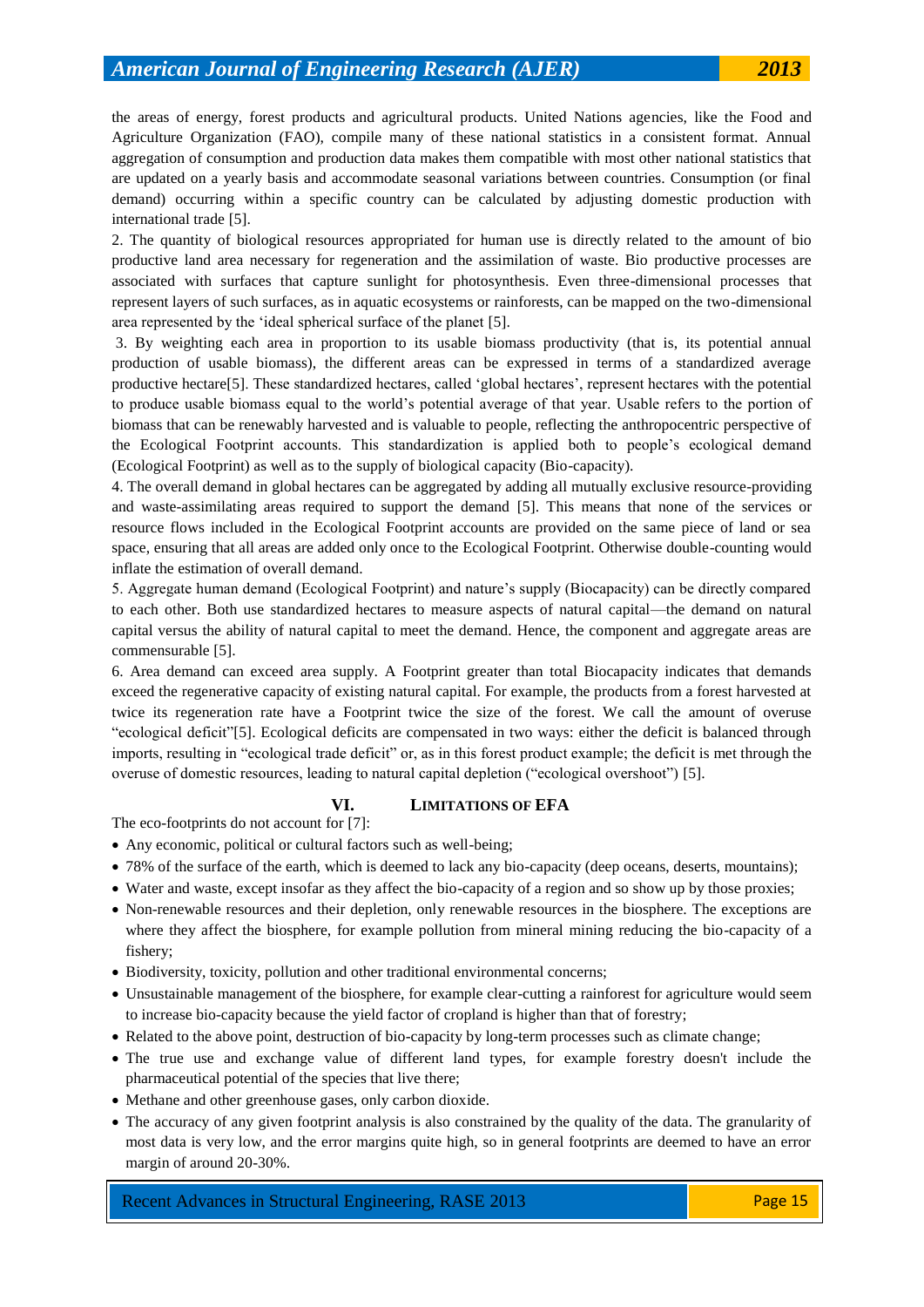the areas of energy, forest products and agricultural products. United Nations agencies, like the Food and Agriculture Organization (FAO), compile many of these national statistics in a consistent format. Annual aggregation of consumption and production data makes them compatible with most other national statistics that are updated on a yearly basis and accommodate seasonal variations between countries. Consumption (or final demand) occurring within a specific country can be calculated by adjusting domestic production with international trade [5].

2. The quantity of biological resources appropriated for human use is directly related to the amount of bio productive land area necessary for regeneration and the assimilation of waste. Bio productive processes are associated with surfaces that capture sunlight for photosynthesis. Even three-dimensional processes that represent layers of such surfaces, as in aquatic ecosystems or rainforests, can be mapped on the two-dimensional area represented by the 'ideal spherical surface of the planet [5].

3. By weighting each area in proportion to its usable biomass productivity (that is, its potential annual production of usable biomass), the different areas can be expressed in terms of a standardized average productive hectare[5]. These standardized hectares, called 'global hectares', represent hectares with the potential to produce usable biomass equal to the world's potential average of that year. Usable refers to the portion of biomass that can be renewably harvested and is valuable to people, reflecting the anthropocentric perspective of the Ecological Footprint accounts. This standardization is applied both to people's ecological demand (Ecological Footprint) as well as to the supply of biological capacity (Bio-capacity).

4. The overall demand in global hectares can be aggregated by adding all mutually exclusive resource-providing and waste-assimilating areas required to support the demand [5]. This means that none of the services or resource flows included in the Ecological Footprint accounts are provided on the same piece of land or sea space, ensuring that all areas are added only once to the Ecological Footprint. Otherwise double-counting would inflate the estimation of overall demand.

5. Aggregate human demand (Ecological Footprint) and nature's supply (Biocapacity) can be directly compared to each other. Both use standardized hectares to measure aspects of natural capital—the demand on natural capital versus the ability of natural capital to meet the demand. Hence, the component and aggregate areas are commensurable [5].

6. Area demand can exceed area supply. A Footprint greater than total Biocapacity indicates that demands exceed the regenerative capacity of existing natural capital. For example, the products from a forest harvested at twice its regeneration rate have a Footprint twice the size of the forest. We call the amount of overuse "ecological deficit"[5]. Ecological deficits are compensated in two ways: either the deficit is balanced through imports, resulting in "ecological trade deficit" or, as in this forest product example; the deficit is met through the overuse of domestic resources, leading to natural capital depletion ("ecological overshoot") [5].

## VI. LIMITATIONS OF EFA

The eco-footprints do not account for [7]:

- Any economic, political or cultural factors such as well-being;
- 78% of the surface of the earth, which is deemed to lack any bio-capacity (deep oceans, deserts, mountains);
- Water and waste, except insofar as they affect the bio-capacity of a region and so show up by those proxies;
- Non-renewable resources and their depletion, only renewable resources in the biosphere. The exceptions are where they affect the biosphere, for example pollution from mineral mining reducing the bio-capacity of a fishery;
- Biodiversity, toxicity, pollution and other traditional environmental concerns;
- Unsustainable management of the biosphere, for example clear-cutting a rainforest for agriculture would seem to increase bio-capacity because the yield factor of cropland is higher than that of forestry;
- Related to the above point, destruction of bio-capacity by long-term processes such as climate change;
- The true use and exchange value of different land types, for example forestry doesn't include the pharmaceutical potential of the species that live there;
- Methane and other greenhouse gases, only carbon dioxide.
- The accuracy of any given footprint analysis is also constrained by the quality of the data. The granularity of most data is very low, and the error margins quite high, so in general footprints are deemed to have an error margin of around 20-30%.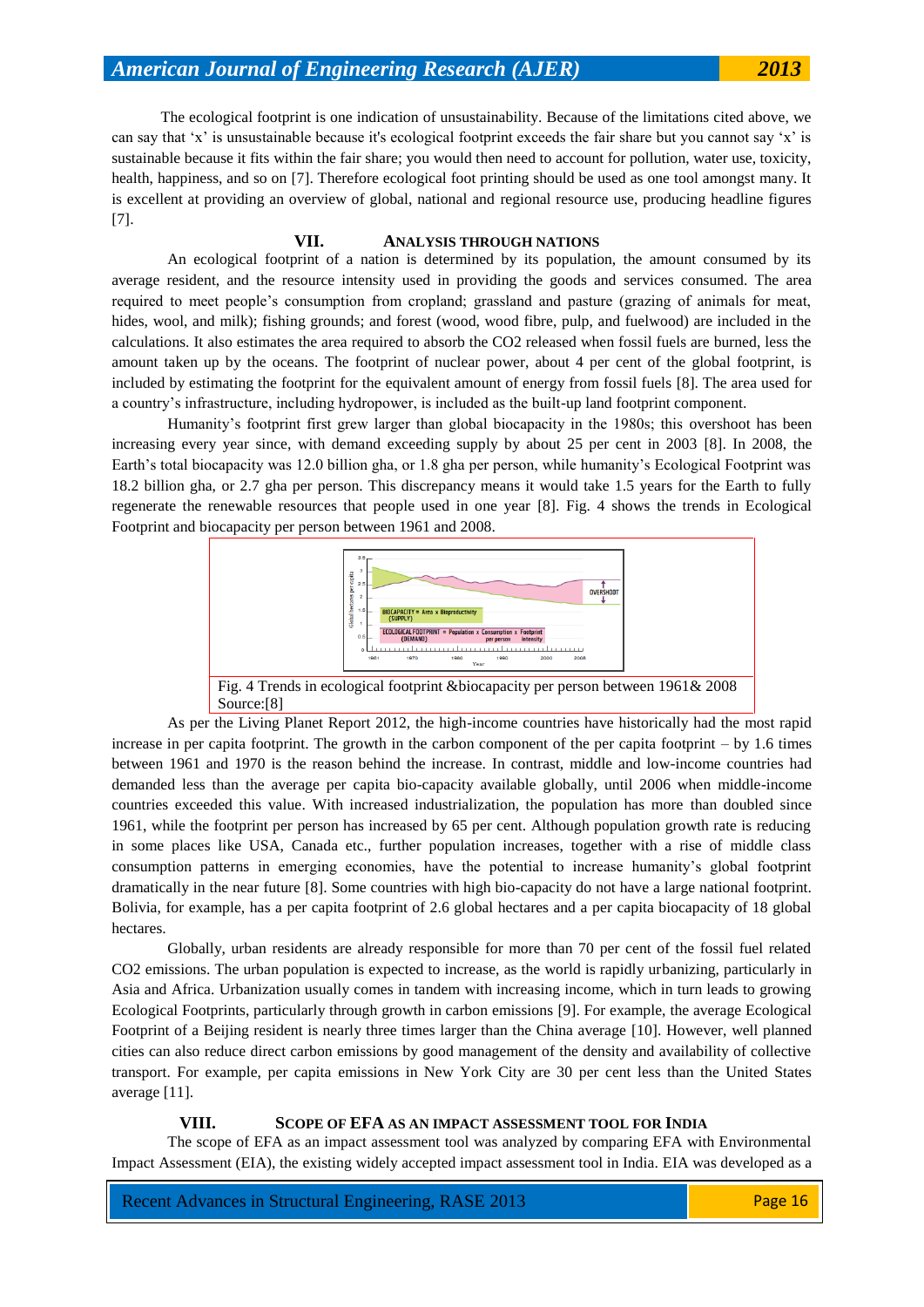The ecological footprint is one indication of unsustainability. Because of the limitations cited above, we can say that 'x' is unsustainable because it's ecological footprint exceeds the fair share but you cannot say 'x' is sustainable because it fits within the fair share; you would then need to account for pollution, water use, toxicity, health, happiness, and so on [7]. Therefore ecological foot printing should be used as one tool amongst many. It is excellent at providing an overview of global, national and regional resource use, producing headline figures [7].

## VII. ANALYSIS THROUGH NATIONS

An ecological footprint of a nation is determined by its population, the amount consumed by its average resident, and the resource intensity used in providing the goods and services consumed. The area required to meet people's consumption from cropland; grassland and pasture (grazing of animals for meat, hides, wool, and milk); fishing grounds; and forest (wood, wood fibre, pulp, and fuelwood) are included in the calculations. It also estimates the area required to absorb the $CO_2$ released when fossil fuels are burned, less the amount taken up by the oceans. The footprint of nuclear power, about 4 per cent of the global footprint, is included by estimating the footprint for the equivalent amount of energy from fossil fuels [8]. The area used for a country's infrastructure, including hydropower, is included as the built-up land footprint component.

Humanity's footprint first grew larger than global biocapacity in the 1980s; this overshoot has been increasing every year since, with demand exceeding supply by about 25 per cent in 2003 [8]. In 2008, the Earth's total biocapacity was 12.0 billion gha, or 1.8 gha per person, while humanity's Ecological Footprint was 18.2 billion gha, or 2.7 gha per person. This discrepancy means it would take 1.5 years for the Earth to fully regenerate the renewable resources that people used in one year [8]. Fig. 4 shows the trends in Ecological Footprint and biocapacity per person between 1961 and 2008.

Fig. 4 Trends in ecological footprint &biocapacity per person between 1961& 2008 Source:[8]

As per the Living Planet Report 2012, the high-income countries have historically had the most rapid increase in per capita footprint. The growth in the carbon component of the per capita footprint – by 1.6 times between 1961 and 1970 is the reason behind the increase. In contrast, middle and low-income countries had demanded less than the average per capita bio-capacity available globally, until 2006 when middle-income countries exceeded this value. With increased industrialization, the population has more than doubled since 1961, while the footprint per person has increased by 65 per cent. Although population growth rate is reducing in some places like USA, Canada etc., further population increases, together with a rise of middle class consumption patterns in emerging economies, have the potential to increase humanity's global footprint dramatically in the near future [8]. Some countries with high bio-capacity do not have a large national footprint. Bolivia, for example, has a per capita footprint of 2.6 global hectares and a per capita biocapacity of 18 global hectares.

Globally, urban residents are already responsible for more than 70 per cent of the fossil fuel related $CO_2$ emissions. The urban population is expected to increase, as the world is rapidly urbanizing, particularly in Asia and Africa. Urbanization usually comes in tandem with increasing income, which in turn leads to growing Ecological Footprints, particularly through growth in carbon emissions [9]. For example, the average Ecological Footprint of a Beijing resident is nearly three times larger than the China average [10]. However, well planned cities can also reduce direct carbon emissions by good management of the density and availability of collective transport. For example, per capita emissions in New York City are 30 per cent less than the United States average [11].

## VIII. SCOPE OF EFA AS AN IMPACT ASSESSMENT TOOL FOR INDIA

The scope of EFA as an impact assessment tool was analyzed by comparing EFA with Environmental Impact Assessment (EIA), the existing widely accepted impact assessment tool in India. EIA was developed as a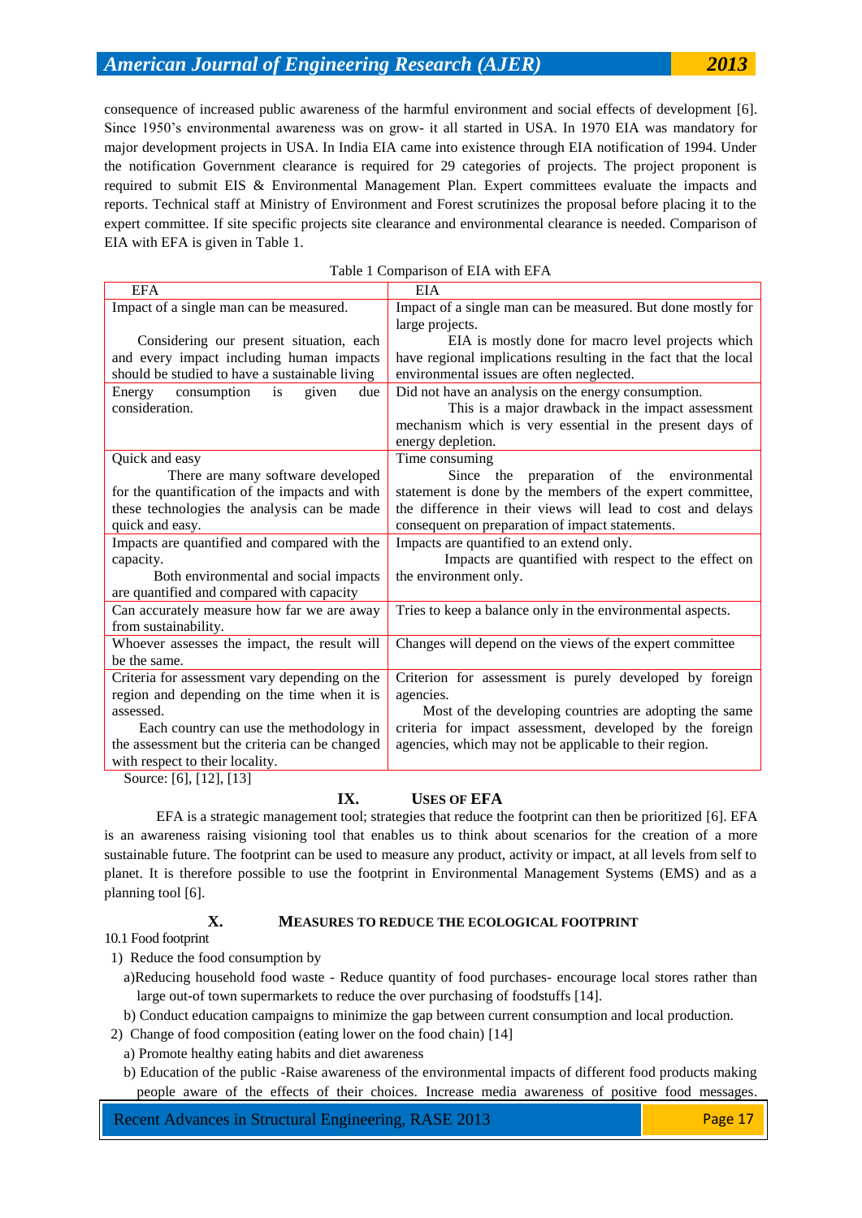consequence of increased public awareness of the harmful environment and social effects of development [6]. Since 1950's environmental awareness was on grow- it all started in USA. In 1970 EIA was mandatory for major development projects in USA. In India EIA came into existence through EIA notification of 1994. Under the notification Government clearance is required for 29 categories of projects. The project proponent is required to submit EIS & Environmental Management Plan. Expert committees evaluate the impacts and reports. Technical staff at Ministry of Environment and Forest scrutinizes the proposal before placing it to the expert committee. If site specific projects site clearance and environmental clearance is needed. Comparison of EIA with EFA is given in Table 1.

Table 1 Comparison of EIA with EFA

| EFA | EIA |
|---|---|
| Impact of a single man can be measured. Considering our present situation, each and every impact including human impacts should be studied to have a sustainable living | Impact of a single man can be measured. But done mostly for large projects. EIA is mostly done for macro level projects which have regional implications resulting in the fact that the local environmental issues are often neglected. |
| Energy consumption is given due consideration. | Did not have an analysis on the energy consumption. This is a major drawback in the impact assessment mechanism which is very essential in the present days of energy depletion. |
| Quick and easy There are many software developed for the quantification of the impacts and with these technologies the analysis can be made quick and easy. | Time consuming Since the preparation of the environmental statement is done by the members of the expert committee, the difference in their views will lead to cost and delays consequent on preparation of impact statements. |
| Impacts are quantified and compared with the capacity. Both environmental and social impacts are quantified and compared with capacity | Impacts are quantified to an extend only. Impacts are quantified with respect to the effect on the environment only. |
| Can accurately measure how far we are away from sustainability. | Tries to keep a balance only in the environmental aspects. |
| Whoever assesses the impact, the result will be the same. | Changes will depend on the views of the expert committee |
| Criteria for assessment vary depending on the region and depending on the time when it is assessed. Each country can use the methodology in the assessment but the criteria can be changed with respect to their locality. | Criterion for assessment is purely developed by foreign agencies. Most of the developing countries are adopting the same criteria for impact assessment, developed by the foreign agencies, which may not be applicable to their region. |

Source: [6], [12], [13]

## IX. USES OF EFA

EFA is a strategic management tool; strategies that reduce the footprint can then be prioritized [6]. EFA is an awareness raising visioning tool that enables us to think about scenarios for the creation of a more sustainable future. The footprint can be used to measure any product, activity or impact, at all levels from self to planet. It is therefore possible to use the footprint in Environmental Management Systems (EMS) and as a planning tool [6].

## X. MEASURES TO REDUCE THE ECOLOGICAL FOOTPRINT

10.1 Food footprint

1) Reduce the food consumption by
   a) Reducing household food waste - Reduce quantity of food purchases- encourage local stores rather than large out-of town supermarkets to reduce the over purchasing of foodstuffs [14].
   b) Conduct education campaigns to minimize the gap between current consumption and local production.
2) Change of food composition (eating lower on the food chain) [14]
   a) Promote healthy eating habits and diet awareness
   b) Education of the public -Raise awareness of the environmental impacts of different food products making people aware of the effects of their choices. Increase media awareness of positive food messages.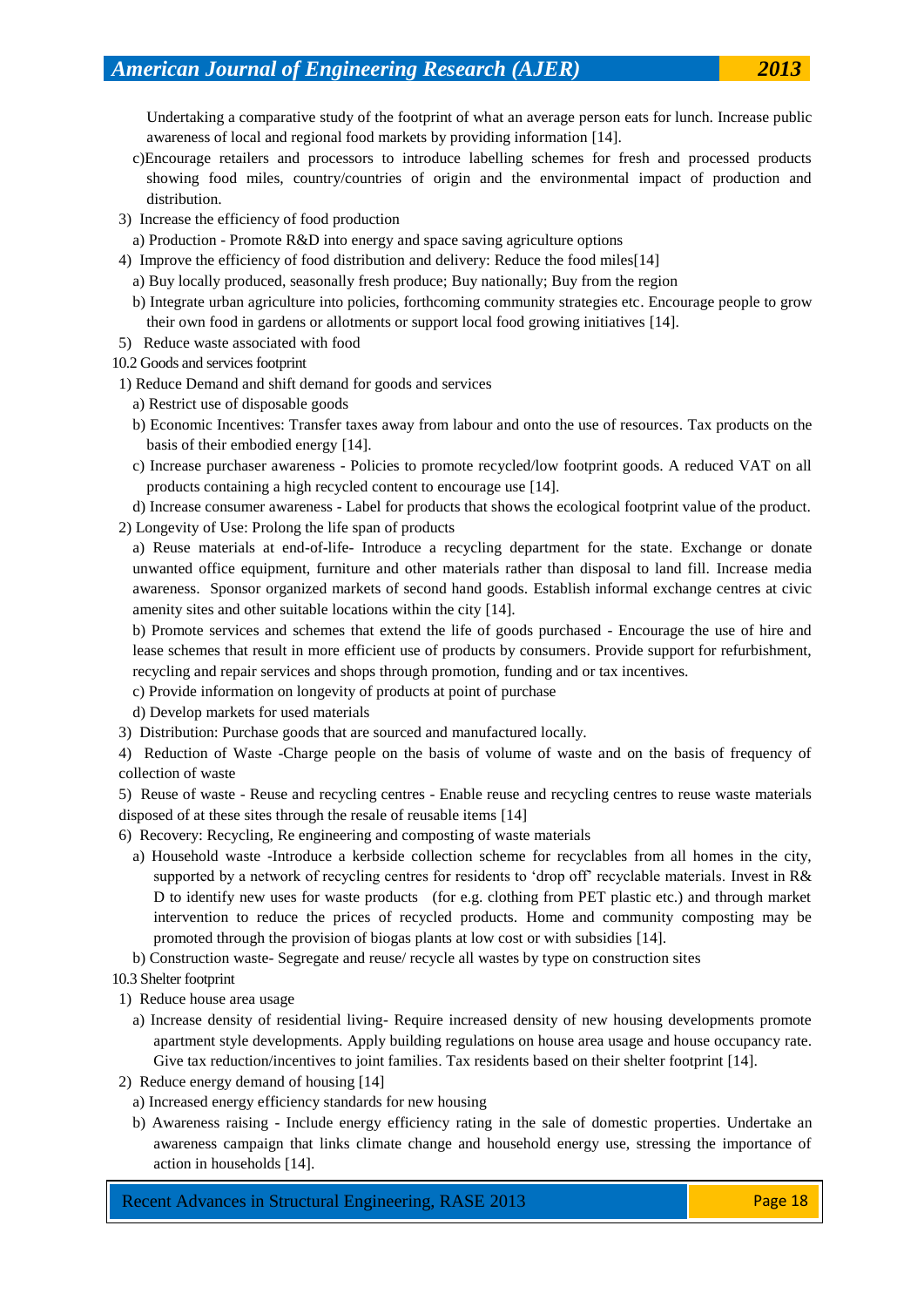Undertaking a comparative study of the footprint of what an average person eats for lunch. Increase public awareness of local and regional food markets by providing information [14].

c)Encourage retailers and processors to introduce labelling schemes for fresh and processed products showing food miles, country/countries of origin and the environmental impact of production and distribution.

3) Increase the efficiency of food production

a) Production - Promote R&D into energy and space saving agriculture options

4) Improve the efficiency of food distribution and delivery: Reduce the food miles[14]

a) Buy locally produced, seasonally fresh produce; Buy nationally; Buy from the region

b) Integrate urban agriculture into policies, forthcoming community strategies etc. Encourage people to grow their own food in gardens or allotments or support local food growing initiatives [14].

5) Reduce waste associated with food

### 10.2 Goods and services footprint

1) Reduce Demand and shift demand for goods and services

a) Restrict use of disposable goods

b) Economic Incentives: Transfer taxes away from labour and onto the use of resources. Tax products on the basis of their embodied energy [14].

c) Increase purchaser awareness - Policies to promote recycled/low footprint goods. A reduced VAT on all products containing a high recycled content to encourage use [14].

d) Increase consumer awareness - Label for products that shows the ecological footprint value of the product.

2) Longevity of Use: Prolong the life span of products

a) Reuse materials at end-of-life- Introduce a recycling department for the state. Exchange or donate unwanted office equipment, furniture and other materials rather than disposal to land fill. Increase media awareness. Sponsor organized markets of second hand goods. Establish informal exchange centres at civic amenity sites and other suitable locations within the city [14].

b) Promote services and schemes that extend the life of goods purchased - Encourage the use of hire and lease schemes that result in more efficient use of products by consumers. Provide support for refurbishment, recycling and repair services and shops through promotion, funding and or tax incentives.

c) Provide information on longevity of products at point of purchase

d) Develop markets for used materials

3) Distribution: Purchase goods that are sourced and manufactured locally.

4) Reduction of Waste -Charge people on the basis of volume of waste and on the basis of frequency of collection of waste

5) Reuse of waste - Reuse and recycling centres - Enable reuse and recycling centres to reuse waste materials disposed of at these sites through the resale of reusable items [14]

6) Recovery: Recycling, Re engineering and composting of waste materials

a) Household waste -Introduce a kerbside collection scheme for recyclables from all homes in the city, supported by a network of recycling centres for residents to 'drop off' recyclable materials. Invest in R& D to identify new uses for waste products (for e.g. clothing from PET plastic etc.) and through market intervention to reduce the prices of recycled products. Home and community composting may be promoted through the provision of biogas plants at low cost or with subsidies [14].

b) Construction waste- Segregate and reuse/ recycle all wastes by type on construction sites

### 10.3 Shelter footprint

1) Reduce house area usage

a) Increase density of residential living- Require increased density of new housing developments promote apartment style developments. Apply building regulations on house area usage and house occupancy rate. Give tax reduction/incentives to joint families. Tax residents based on their shelter footprint [14].

2) Reduce energy demand of housing [14]

a) Increased energy efficiency standards for new housing

b) Awareness raising - Include energy efficiency rating in the sale of domestic properties. Undertake an awareness campaign that links climate change and household energy use, stressing the importance of action in households [14].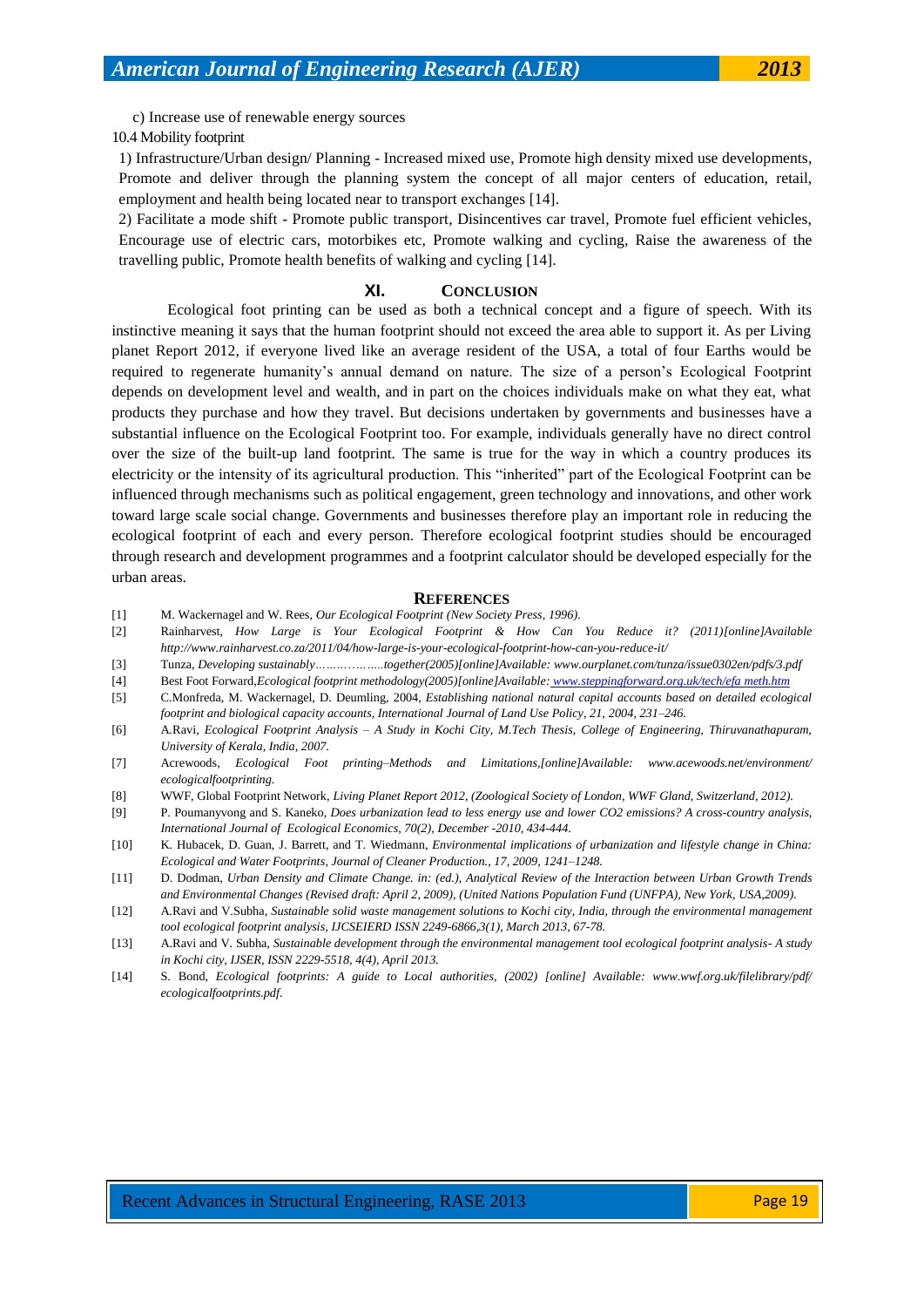c) Increase use of renewable energy sources

10.4 Mobility footprint

1) Infrastructure/Urban design/ Planning - Increased mixed use, Promote high density mixed use developments, Promote and deliver through the planning system the concept of all major centers of education, retail, employment and health being located near to transport exchanges [14].

2) Facilitate a mode shift - Promote public transport, Disincentives car travel, Promote fuel efficient vehicles, Encourage use of electric cars, motorbikes etc, Promote walking and cycling, Raise the awareness of the travelling public, Promote health benefits of walking and cycling [14].

## XI. CONCLUSION

Ecological foot printing can be used as both a technical concept and a figure of speech. With its instinctive meaning it says that the human footprint should not exceed the area able to support it. As per Living planet Report 2012, if everyone lived like an average resident of the USA, a total of four Earths would be required to regenerate humanity's annual demand on nature. The size of a person's Ecological Footprint depends on development level and wealth, and in part on the choices individuals make on what they eat, what products they purchase and how they travel. But decisions undertaken by governments and businesses have a substantial influence on the Ecological Footprint too. For example, individuals generally have no direct control over the size of the built-up land footprint. The same is true for the way in which a country produces its electricity or the intensity of its agricultural production. This "inherited" part of the Ecological Footprint can be influenced through mechanisms such as political engagement, green technology and innovations, and other work toward large scale social change. Governments and businesses therefore play an important role in reducing the ecological footprint of each and every person. Therefore ecological footprint studies should be encouraged through research and development programmes and a footprint calculator should be developed especially for the urban areas.

## REFERENCES

[1] M. Wackernagel and W. Rees, *Our Ecological Footprint (New Society Press, 1996).*

[2] Rainharvest, *How Large is Your Ecological Footprint & How Can You Reduce it? (2011)[online]Available http://www.rainharvest.co.za/2011/04/how-large-is-your-ecological-footprint-how-can-you-reduce-it/*

[3] Tunza, *Developing sustainably……………..together(2005)[online]Available: www.ourplanet.com/tunza/issue0302en/pdfs/3.pdf*

[4] Best Foot Forward,*Ecological footprint methodology(2005)[online]Available: www.steppingforward.org.uk/tech/efa meth.htm*

[5] C.Monfreda, M. Wackernagel, D. Deumling, 2004, *Establishing national natural capital accounts based on detailed ecological footprint and biological capacity accounts, International Journal of Land Use Policy, 21, 2004, 231–246.*

[6] A.Ravi, *Ecological Footprint Analysis – A Study in Kochi City, M.Tech Thesis, College of Engineering, Thiruvanathapuram, University of Kerala, India, 2007.*

[7] Acrewoods, *Ecological Foot printing–Methods and Limitations,[online]Available: www.acewoods.net/environment/ ecologicalfootprinting.*

[8] WWF, Global Footprint Network, *Living Planet Report 2012, (Zoological Society of London, WWF Gland, Switzerland, 2012).*

[9] P. Poumanyvong and S. Kaneko, *Does urbanization lead to less energy use and lower CO2 emissions? A cross-country analysis, International Journal of Ecological Economics, 70(2), December -2010, 434-444.*

[10] K. Hubacek, D. Guan, J. Barrett, and T. Wiedmann, *Environmental implications of urbanization and lifestyle change in China: Ecological and Water Footprints, Journal of Cleaner Production., 17, 2009, 1241–1248.*

[11] D. Dodman, *Urban Density and Climate Change. in: (ed.), Analytical Review of the Interaction between Urban Growth Trends and Environmental Changes (Revised draft: April 2, 2009), (United Nations Population Fund (UNFPA), New York, USA,2009).*

[12] A.Ravi and V.Subha, *Sustainable solid waste management solutions to Kochi city, India, through the environmental management tool ecological footprint analysis, IJCSEIERD ISSN 2249-6866,3(1), March 2013, 67-78.*

[13] A.Ravi and V. Subha, *Sustainable development through the environmental management tool ecological footprint analysis- A study in Kochi city, IJSER, ISSN 2229-5518, 4(4), April 2013.*

[14] S. Bond, *Ecological footprints: A guide to Local authorities, (2002) [online] Available: www.wwf.org.uk/filelibrary/pdf/ ecologicalfootprints.pdf.*